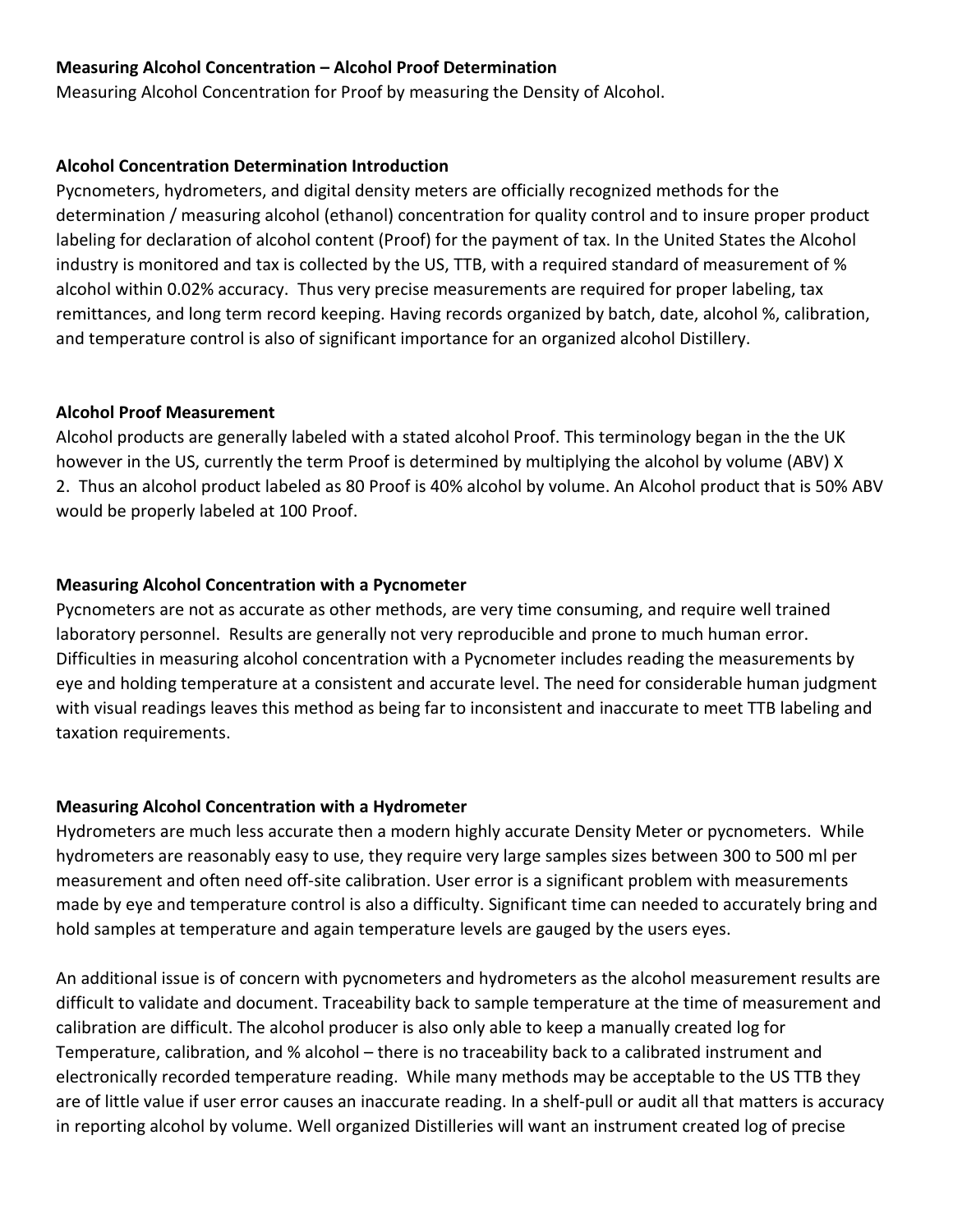**Measuring Alcohol Concentration – Alcohol Proof Determination**

Measuring Alcohol Concentration for Proof by measuring the Density of Alcohol.

**Alcohol Concentration Determination Introduction**

Pycnometers, hydrometers, and digital density meters are officially recognized methods for the determination / measuring alcohol (ethanol) concentration for quality control and to insure proper product labeling for declaration of alcohol content (Proof) for the payment of tax. In the United States the Alcohol industry is monitored and tax is collected by the US, TTB, with a required standard of measurement of % alcohol within 0.02% accuracy. Thus very precise measurements are required for proper labeling, tax remittances, and long term record keeping. Having records organized by batch, date, alcohol %, calibration, and temperature control is also of significant importance for an organized alcohol Distillery.

**Alcohol Proof Measurement**

Alcohol products are generally labeled with a stated alcohol Proof. This terminology began in the the UK however in the US, currently the term Proof is determined by multiplying the alcohol by volume (ABV) X 2. Thus an alcohol product labeled as 80 Proof is 40% alcohol by volume. An Alcohol product that is 50% ABV would be properly labeled at 100 Proof.

**Measuring Alcohol Concentration with a Pycnometer**

Pycnometers are not as accurate as other methods, are very time consuming, and require well trained laboratory personnel. Results are generally not very reproducible and prone to much human error. Difficulties in measuring alcohol concentration with a Pycnometer includes reading the measurements by eye and holding temperature at a consistent and accurate level. The need for considerable human judgment with visual readings leaves this method as being far to inconsistent and inaccurate to meet TTB labeling and taxation requirements.

**Measuring Alcohol Concentration with a Hydrometer**

Hydrometers are much less accurate then a modern highly accurate Density Meter or pycnometers. While hydrometers are reasonably easy to use, they require very large samples sizes between 300 to 500 ml per measurement and often need off-site calibration. User error is a significant problem with measurements made by eye and temperature control is also a difficulty. Significant time can needed to accurately bring and hold samples at temperature and again temperature levels are gauged by the users eyes.

An additional issue is of concern with pycnometers and hydrometers as the alcohol measurement results are difficult to validate and document. Traceability back to sample temperature at the time of measurement and calibration are difficult. The alcohol producer is also only able to keep a manually created log for Temperature, calibration, and % alcohol – there is no traceability back to a calibrated instrument and electronically recorded temperature reading. While many methods may be acceptable to the US TTB they are of little value if user error causes an inaccurate reading. In a shelf-pull or audit all that matters is accuracy in reporting alcohol by volume. Well organized Distilleries will want an instrument created log of precise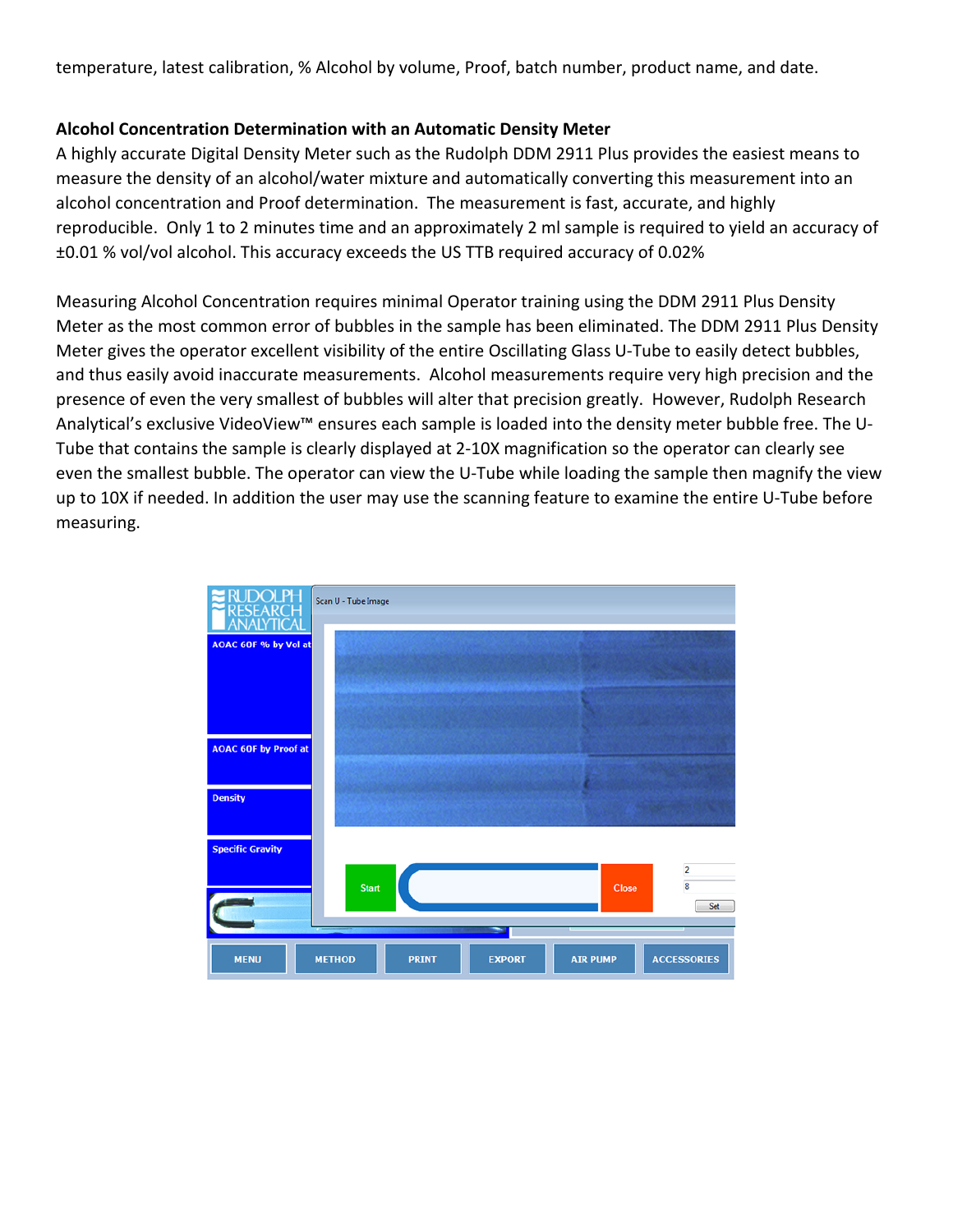temperature, latest calibration, % Alcohol by volume, Proof, batch number, product name, and date.

**Alcohol Concentration Determination with an Automatic Density Meter**

A highly accurate Digital Density Meter such as the Rudolph DDM 2911 Plus provides the easiest means to measure the density of an alcohol/water mixture and automatically converting this measurement into an alcohol concentration and Proof determination. The measurement is fast, accurate, and highly reproducible. Only 1 to 2 minutes time and an approximately 2 ml sample is required to yield an accuracy of ±0.01 % vol/vol alcohol. This accuracy exceeds the US TTB required accuracy of 0.02%

Measuring Alcohol Concentration requires minimal Operator training using the DDM 2911 Plus Density Meter as the most common error of bubbles in the sample has been eliminated. The DDM 2911 Plus Density Meter gives the operator excellent visibility of the entire Oscillating Glass U-Tube to easily detect bubbles, and thus easily avoid inaccurate measurements. Alcohol measurements require very high precision and the presence of even the very smallest of bubbles will alter that precision greatly. However, Rudolph Research Analytical's exclusive VideoView™ ensures each sample is loaded into the density meter bubble free. The U-Tube that contains the sample is clearly displayed at 2-10X magnification so the operator can clearly see even the smallest bubble. The operator can view the U-Tube while loading the sample then magnify the view up to 10X if needed. In addition the user may use the scanning feature to examine the entire U-Tube before measuring.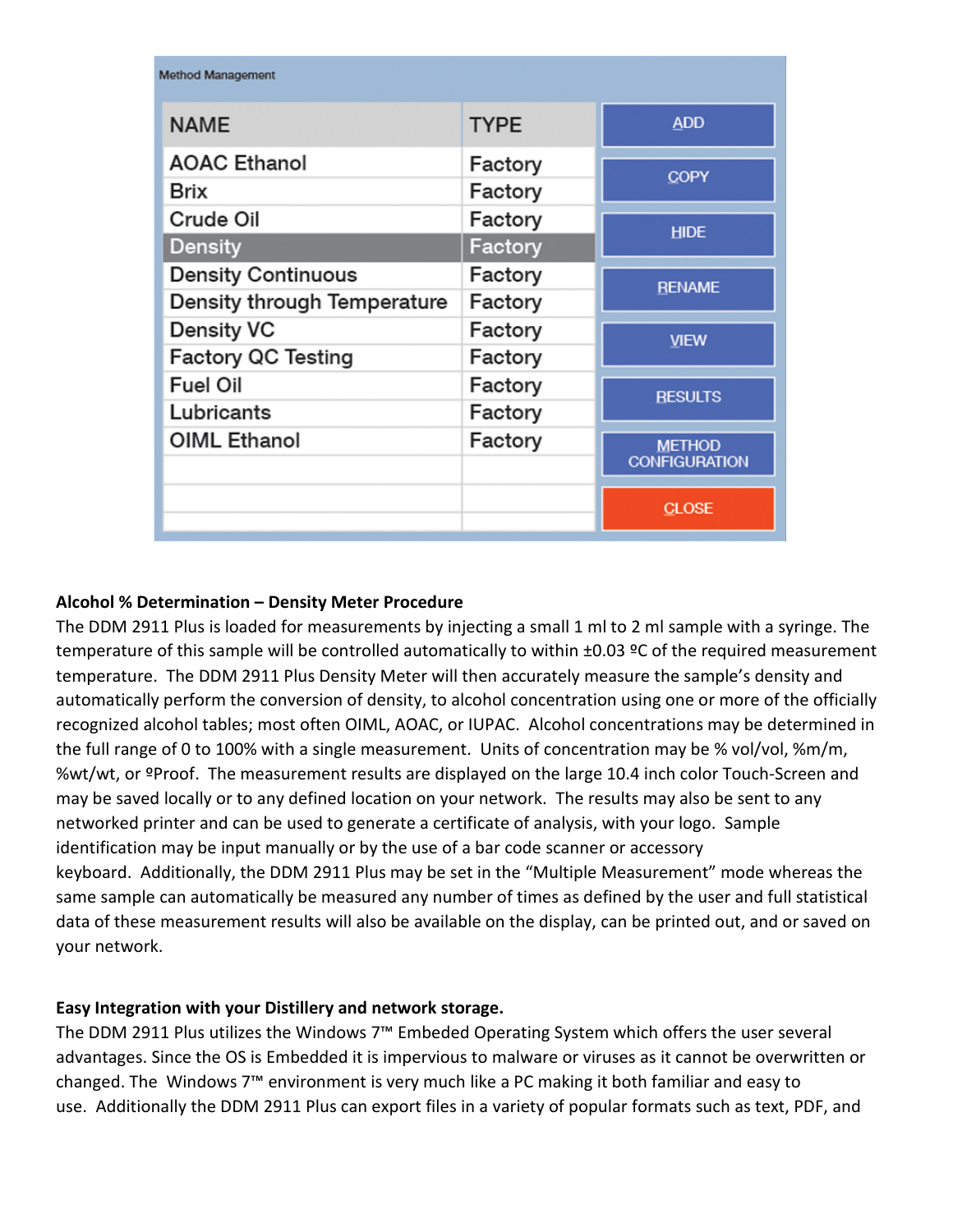Method Management

| NAME | TYPE |
| --- | --- |
| AOAC Ethanol | Factory |
| Brix | Factory |
| Crude Oil | Factory |
| Density | Factory |
| Density Continuous | Factory |
| Density through Temperature | Factory |
| Density VC | Factory |
| Factory QC Testing | Factory |
| Fuel Oil | Factory |
| Lubricants | Factory |
| OIML Ethanol | Factory |

ADD | COPY | HIDE | RENAME | VIEW | RESULTS | METHOD CONFIGURATION | CLOSE

**Alcohol % Determination – Density Meter Procedure**

The DDM 2911 Plus is loaded for measurements by injecting a small 1 ml to 2 ml sample with a syringe. The temperature of this sample will be controlled automatically to within ±0.03 ºC of the required measurement temperature. The DDM 2911 Plus Density Meter will then accurately measure the sample's density and automatically perform the conversion of density, to alcohol concentration using one or more of the officially recognized alcohol tables; most often OIML, AOAC, or IUPAC. Alcohol concentrations may be determined in the full range of 0 to 100% with a single measurement. Units of concentration may be % vol/vol, %m/m, %wt/wt, or ºProof. The measurement results are displayed on the large 10.4 inch color Touch-Screen and may be saved locally or to any defined location on your network. The results may also be sent to any networked printer and can be used to generate a certificate of analysis, with your logo. Sample identification may be input manually or by the use of a bar code scanner or accessory keyboard. Additionally, the DDM 2911 Plus may be set in the "Multiple Measurement" mode whereas the same sample can automatically be measured any number of times as defined by the user and full statistical data of these measurement results will also be available on the display, can be printed out, and or saved on your network.

**Easy Integration with your Distillery and network storage.**

The DDM 2911 Plus utilizes the Windows 7™ Embeded Operating System which offers the user several advantages. Since the OS is Embedded it is impervious to malware or viruses as it cannot be overwritten or changed. The Windows 7™ environment is very much like a PC making it both familiar and easy to use. Additionally the DDM 2911 Plus can export files in a variety of popular formats such as text, PDF, and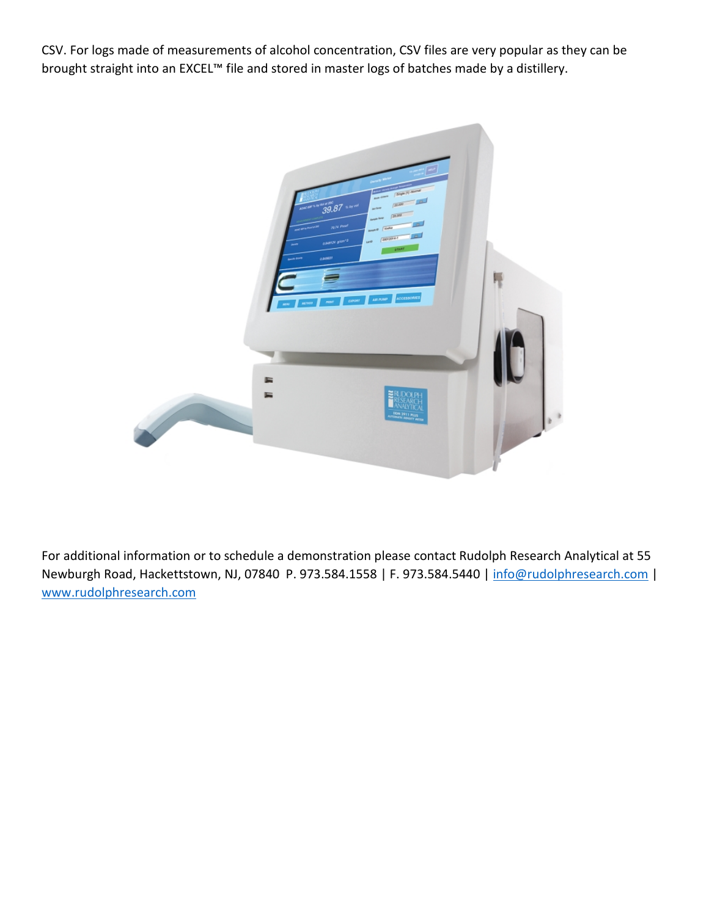CSV. For logs made of measurements of alcohol concentration, CSV files are very popular as they can be brought straight into an EXCEL™ file and stored in master logs of batches made by a distillery.

For additional information or to schedule a demonstration please contact Rudolph Research Analytical at 55 Newburgh Road, Hackettstown, NJ, 07840 P. 973.584.1558 | F. 973.584.5440 | info@rudolphresearch.com | www.rudolphresearch.com